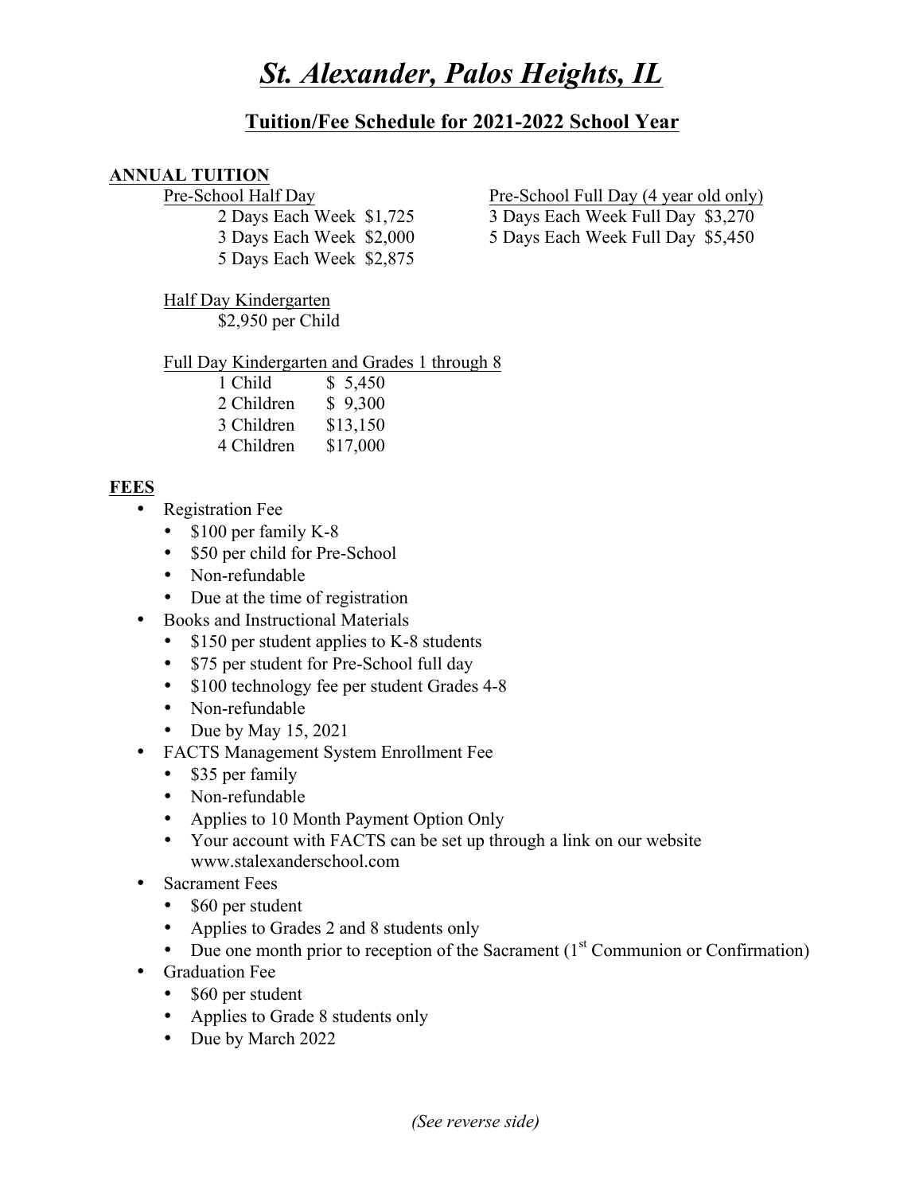# *St. Alexander, Palos Heights, IL*

## Tuition/Fee Schedule for 2021-2022 School Year

### ANNUAL TUITION

Pre-School Half Day

- 2 Days Each Week $1,725
- 3 Days Each Week $2,000
- 5 Days Each Week $2,875

Pre-School Full Day (4 year old only)

- 3 Days Each Week Full Day $3,270
- 5 Days Each Week Full Day $5,450

Half Day Kindergarten

$2,950 per Child

Full Day Kindergarten and Grades 1 through 8

| | |
|---|---|
| 1 Child | $ 5,450 |
| 2 Children | $ 9,300 |
| 3 Children | $13,150 |
| 4 Children | $17,000 |

### FEES

- Registration Fee
  - $100 per family K-8
  - $50 per child for Pre-School
  - Non-refundable
  - Due at the time of registration
- Books and Instructional Materials
  - $150 per student applies to K-8 students
  - $75 per student for Pre-School full day
  - $100 technology fee per student Grades 4-8
  - Non-refundable
  - Due by May 15, 2021
- FACTS Management System Enrollment Fee
  - $35 per family
  - Non-refundable
  - Applies to 10 Month Payment Option Only
  - Your account with FACTS can be set up through a link on our website www.stalexanderschool.com
- Sacrament Fees
  - $60 per student
  - Applies to Grades 2 and 8 students only
  - Due one month prior to reception of the Sacrament (1st Communion or Confirmation)
- Graduation Fee
  - $60 per student
  - Applies to Grade 8 students only
  - Due by March 2022

*(See reverse side)*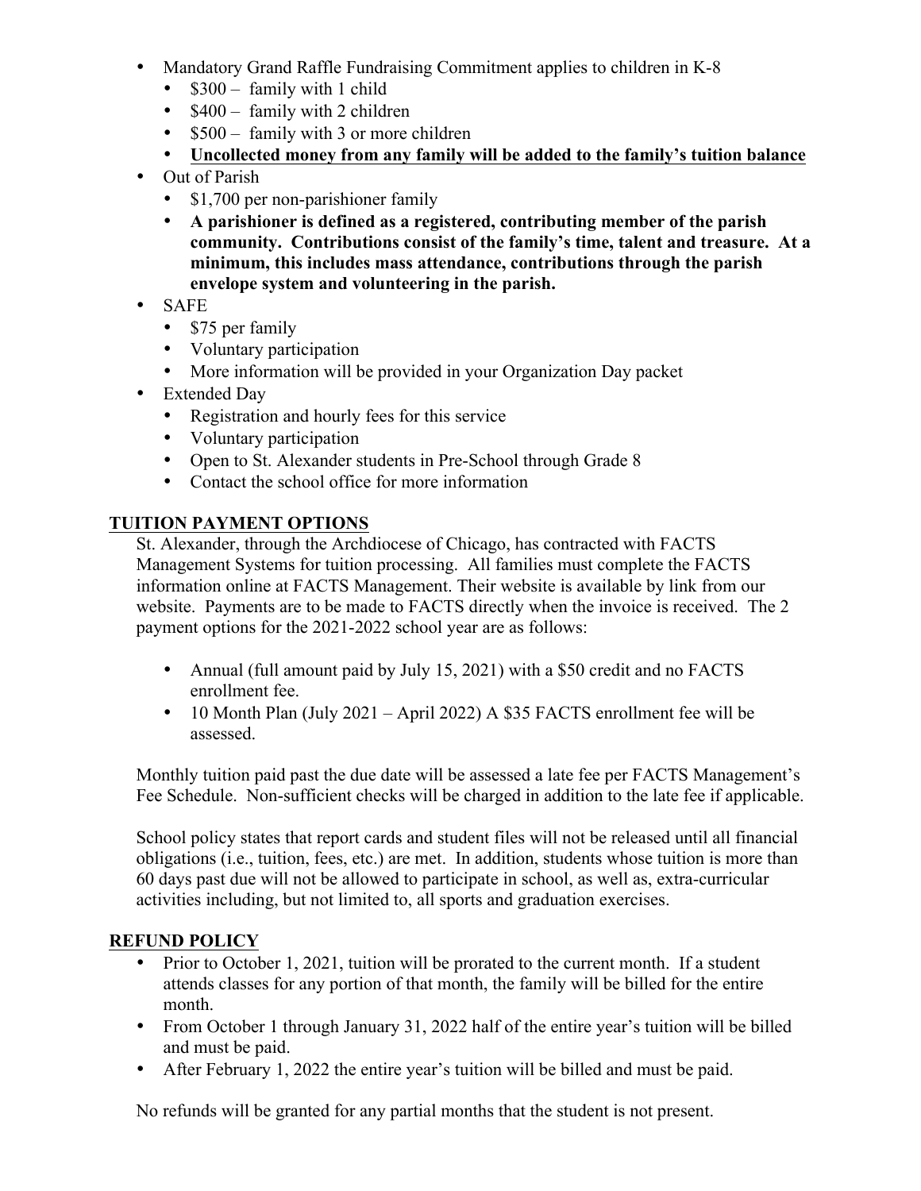- Mandatory Grand Raffle Fundraising Commitment applies to children in K-8
  - $300 – family with 1 child
  - $400 – family with 2 children
  - $500 – family with 3 or more children
  - <u>**Uncollected money from any family will be added to the family's tuition balance**</u>
- Out of Parish
  - $1,700 per non-parishioner family
  - **A parishioner is defined as a registered, contributing member of the parish community. Contributions consist of the family's time, talent and treasure. At a minimum, this includes mass attendance, contributions through the parish envelope system and volunteering in the parish.**
- SAFE
  - $75 per family
  - Voluntary participation
  - More information will be provided in your Organization Day packet
- Extended Day
  - Registration and hourly fees for this service
  - Voluntary participation
  - Open to St. Alexander students in Pre-School through Grade 8
  - Contact the school office for more information

## <u>TUITION PAYMENT OPTIONS</u>

St. Alexander, through the Archdiocese of Chicago, has contracted with FACTS Management Systems for tuition processing. All families must complete the FACTS information online at FACTS Management. Their website is available by link from our website. Payments are to be made to FACTS directly when the invoice is received. The 2 payment options for the 2021-2022 school year are as follows:

- Annual (full amount paid by July 15, 2021) with a $50 credit and no FACTS enrollment fee.
- 10 Month Plan (July 2021 – April 2022) A $35 FACTS enrollment fee will be assessed.

Monthly tuition paid past the due date will be assessed a late fee per FACTS Management's Fee Schedule. Non-sufficient checks will be charged in addition to the late fee if applicable.

School policy states that report cards and student files will not be released until all financial obligations (i.e., tuition, fees, etc.) are met. In addition, students whose tuition is more than 60 days past due will not be allowed to participate in school, as well as, extra-curricular activities including, but not limited to, all sports and graduation exercises.

## <u>REFUND POLICY</u>

- Prior to October 1, 2021, tuition will be prorated to the current month. If a student attends classes for any portion of that month, the family will be billed for the entire month.
- From October 1 through January 31, 2022 half of the entire year's tuition will be billed and must be paid.
- After February 1, 2022 the entire year's tuition will be billed and must be paid.

No refunds will be granted for any partial months that the student is not present.